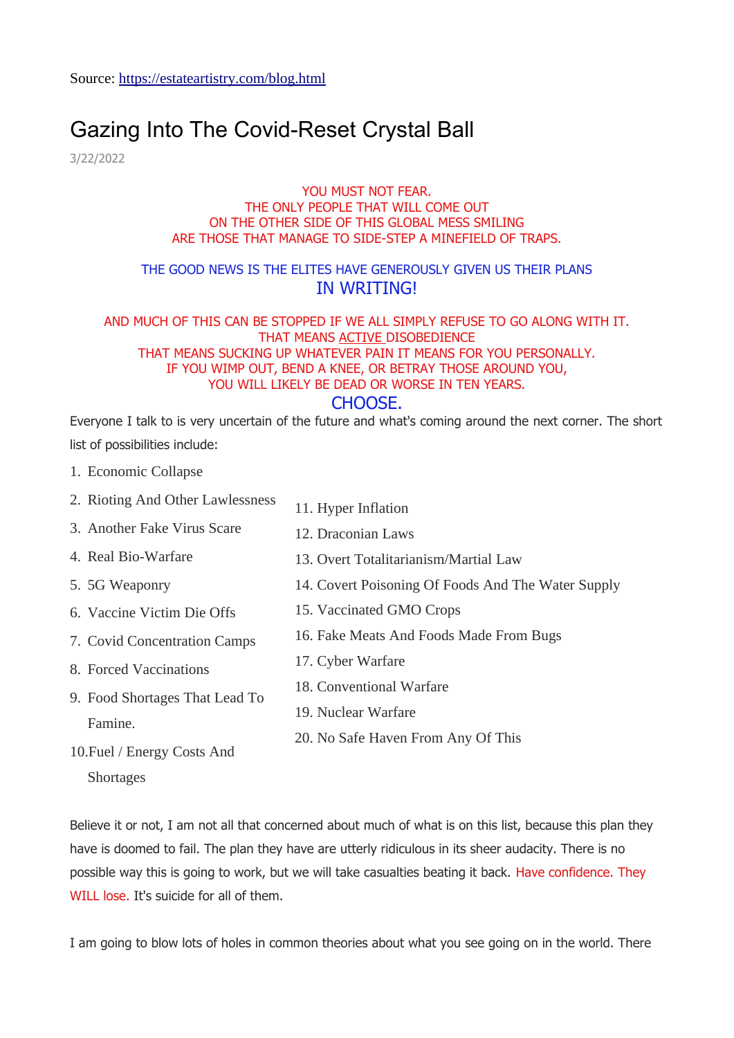Source: https://estateartistry.com/blog.html

# Gazing Into The Covid-Reset Crystal Ball

3/22/2022

YOU MUST NOT FEAR.
THE ONLY PEOPLE THAT WILL COME OUT
ON THE OTHER SIDE OF THIS GLOBAL MESS SMILING
ARE THOSE THAT MANAGE TO SIDE-STEP A MINEFIELD OF TRAPS.

THE GOOD NEWS IS THE ELITES HAVE GENEROUSLY GIVEN US THEIR PLANS
IN WRITING!

AND MUCH OF THIS CAN BE STOPPED IF WE ALL SIMPLY REFUSE TO GO ALONG WITH IT.
THAT MEANS ACTIVE DISOBEDIENCE
THAT MEANS SUCKING UP WHATEVER PAIN IT MEANS FOR YOU PERSONALLY.
IF YOU WIMP OUT, BEND A KNEE, OR BETRAY THOSE AROUND YOU,
YOU WILL LIKELY BE DEAD OR WORSE IN TEN YEARS.
CHOOSE.

Everyone I talk to is very uncertain of the future and what's coming around the next corner. The short list of possibilities include:

1. Economic Collapse
2. Rioting And Other Lawlessness
3. Another Fake Virus Scare
4. Real Bio-Warfare
5. 5G Weaponry
6. Vaccine Victim Die Offs
7. Covid Concentration Camps
8. Forced Vaccinations
9. Food Shortages That Lead To Famine.
10. Fuel / Energy Costs And Shortages
11. Hyper Inflation
12. Draconian Laws
13. Overt Totalitarianism/Martial Law
14. Covert Poisoning Of Foods And The Water Supply
15. Vaccinated GMO Crops
16. Fake Meats And Foods Made From Bugs
17. Cyber Warfare
18. Conventional Warfare
19. Nuclear Warfare
20. No Safe Haven From Any Of This

Believe it or not, I am not all that concerned about much of what is on this list, because this plan they have is doomed to fail. The plan they have are utterly ridiculous in its sheer audacity. There is no possible way this is going to work, but we will take casualties beating it back. Have confidence. They WILL lose. It's suicide for all of them.

I am going to blow lots of holes in common theories about what you see going on in the world. There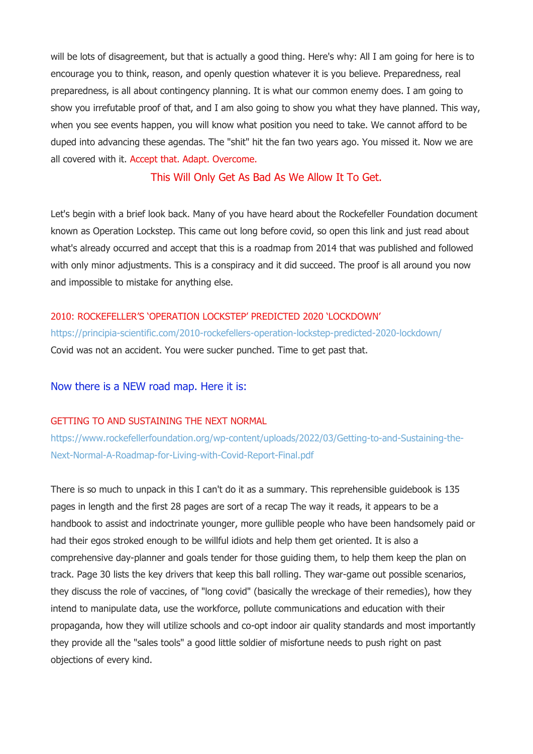will be lots of disagreement, but that is actually a good thing. Here's why: All I am going for here is to encourage you to think, reason, and openly question whatever it is you believe. Preparedness, real preparedness, is all about contingency planning. It is what our common enemy does. I am going to show you irrefutable proof of that, and I am also going to show you what they have planned. This way, when you see events happen, you will know what position you need to take. We cannot afford to be duped into advancing these agendas. The "shit" hit the fan two years ago. You missed it. Now we are all covered with it. Accept that. Adapt. Overcome.

This Will Only Get As Bad As We Allow It To Get.

Let's begin with a brief look back. Many of you have heard about the Rockefeller Foundation document known as Operation Lockstep. This came out long before covid, so open this link and just read about what's already occurred and accept that this is a roadmap from 2014 that was published and followed with only minor adjustments. This is a conspiracy and it did succeed. The proof is all around you now and impossible to mistake for anything else.

2010: ROCKEFELLER'S 'OPERATION LOCKSTEP' PREDICTED 2020 'LOCKDOWN'
https://principia-scientific.com/2010-rockefellers-operation-lockstep-predicted-2020-lockdown/
Covid was not an accident. You were sucker punched. Time to get past that.

Now there is a NEW road map. Here it is:

GETTING TO AND SUSTAINING THE NEXT NORMAL
https://www.rockefellerfoundation.org/wp-content/uploads/2022/03/Getting-to-and-Sustaining-the-Next-Normal-A-Roadmap-for-Living-with-Covid-Report-Final.pdf

There is so much to unpack in this I can't do it as a summary. This reprehensible guidebook is 135 pages in length and the first 28 pages are sort of a recap The way it reads, it appears to be a handbook to assist and indoctrinate younger, more gullible people who have been handsomely paid or had their egos stroked enough to be willful idiots and help them get oriented. It is also a comprehensive day-planner and goals tender for those guiding them, to help them keep the plan on track. Page 30 lists the key drivers that keep this ball rolling. They war-game out possible scenarios, they discuss the role of vaccines, of "long covid" (basically the wreckage of their remedies), how they intend to manipulate data, use the workforce, pollute communications and education with their propaganda, how they will utilize schools and co-opt indoor air quality standards and most importantly they provide all the "sales tools" a good little soldier of misfortune needs to push right on past objections of every kind.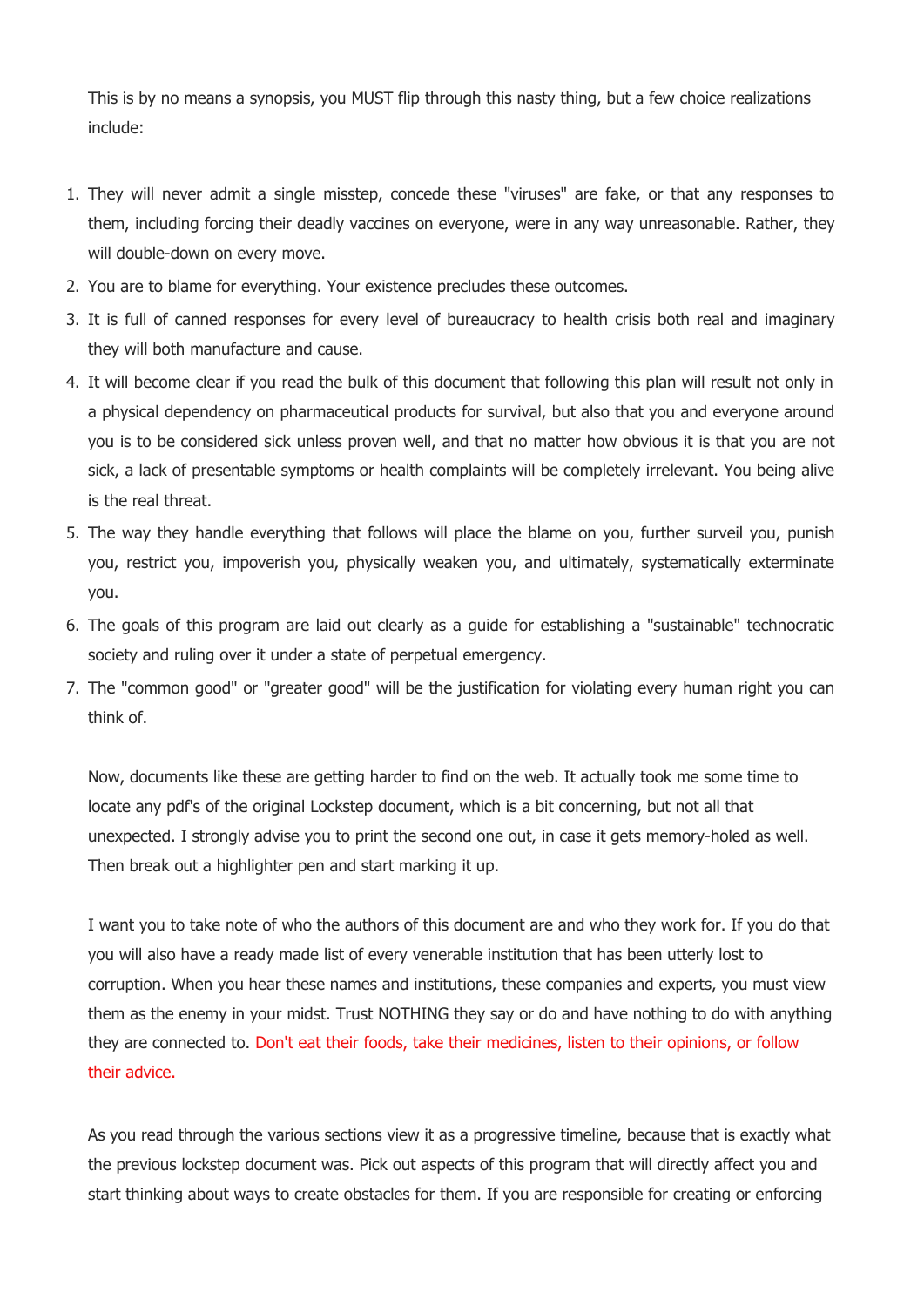This is by no means a synopsis, you MUST flip through this nasty thing, but a few choice realizations include:

1. They will never admit a single misstep, concede these "viruses" are fake, or that any responses to them, including forcing their deadly vaccines on everyone, were in any way unreasonable. Rather, they will double-down on every move.
2. You are to blame for everything. Your existence precludes these outcomes.
3. It is full of canned responses for every level of bureaucracy to health crisis both real and imaginary they will both manufacture and cause.
4. It will become clear if you read the bulk of this document that following this plan will result not only in a physical dependency on pharmaceutical products for survival, but also that you and everyone around you is to be considered sick unless proven well, and that no matter how obvious it is that you are not sick, a lack of presentable symptoms or health complaints will be completely irrelevant. You being alive is the real threat.
5. The way they handle everything that follows will place the blame on you, further surveil you, punish you, restrict you, impoverish you, physically weaken you, and ultimately, systematically exterminate you.
6. The goals of this program are laid out clearly as a guide for establishing a "sustainable" technocratic society and ruling over it under a state of perpetual emergency.
7. The "common good" or "greater good" will be the justification for violating every human right you can think of.

Now, documents like these are getting harder to find on the web. It actually took me some time to locate any pdf's of the original Lockstep document, which is a bit concerning, but not all that unexpected. I strongly advise you to print the second one out, in case it gets memory-holed as well. Then break out a highlighter pen and start marking it up.

I want you to take note of who the authors of this document are and who they work for. If you do that you will also have a ready made list of every venerable institution that has been utterly lost to corruption. When you hear these names and institutions, these companies and experts, you must view them as the enemy in your midst. Trust NOTHING they say or do and have nothing to do with anything they are connected to. Don't eat their foods, take their medicines, listen to their opinions, or follow their advice.

As you read through the various sections view it as a progressive timeline, because that is exactly what the previous lockstep document was. Pick out aspects of this program that will directly affect you and start thinking about ways to create obstacles for them. If you are responsible for creating or enforcing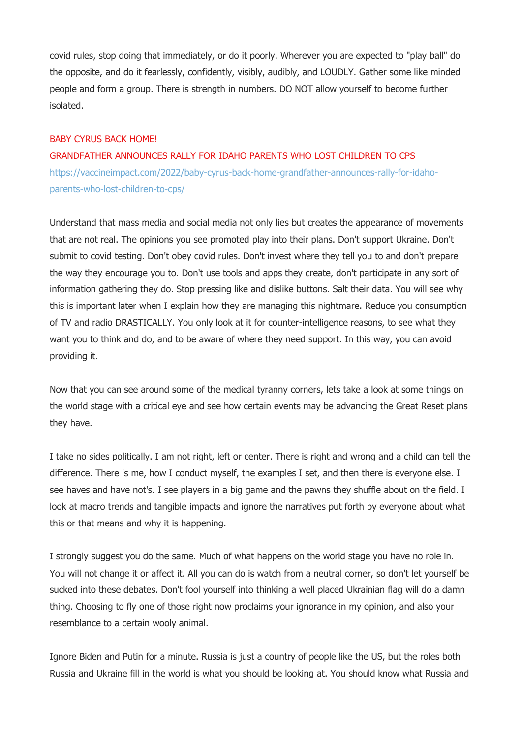covid rules, stop doing that immediately, or do it poorly. Wherever you are expected to "play ball" do the opposite, and do it fearlessly, confidently, visibly, audibly, and LOUDLY. Gather some like minded people and form a group. There is strength in numbers. DO NOT allow yourself to become further isolated.

BABY CYRUS BACK HOME!
GRANDFATHER ANNOUNCES RALLY FOR IDAHO PARENTS WHO LOST CHILDREN TO CPS
https://vaccineimpact.com/2022/baby-cyrus-back-home-grandfather-announces-rally-for-idaho-parents-who-lost-children-to-cps/

Understand that mass media and social media not only lies but creates the appearance of movements that are not real. The opinions you see promoted play into their plans. Don't support Ukraine. Don't submit to covid testing. Don't obey covid rules. Don't invest where they tell you to and don't prepare the way they encourage you to. Don't use tools and apps they create, don't participate in any sort of information gathering they do. Stop pressing like and dislike buttons. Salt their data. You will see why this is important later when I explain how they are managing this nightmare. Reduce you consumption of TV and radio DRASTICALLY. You only look at it for counter-intelligence reasons, to see what they want you to think and do, and to be aware of where they need support. In this way, you can avoid providing it.

Now that you can see around some of the medical tyranny corners, lets take a look at some things on the world stage with a critical eye and see how certain events may be advancing the Great Reset plans they have.

I take no sides politically. I am not right, left or center. There is right and wrong and a child can tell the difference. There is me, how I conduct myself, the examples I set, and then there is everyone else. I see haves and have not's. I see players in a big game and the pawns they shuffle about on the field. I look at macro trends and tangible impacts and ignore the narratives put forth by everyone about what this or that means and why it is happening.

I strongly suggest you do the same. Much of what happens on the world stage you have no role in. You will not change it or affect it. All you can do is watch from a neutral corner, so don't let yourself be sucked into these debates. Don't fool yourself into thinking a well placed Ukrainian flag will do a damn thing. Choosing to fly one of those right now proclaims your ignorance in my opinion, and also your resemblance to a certain wooly animal.

Ignore Biden and Putin for a minute. Russia is just a country of people like the US, but the roles both Russia and Ukraine fill in the world is what you should be looking at. You should know what Russia and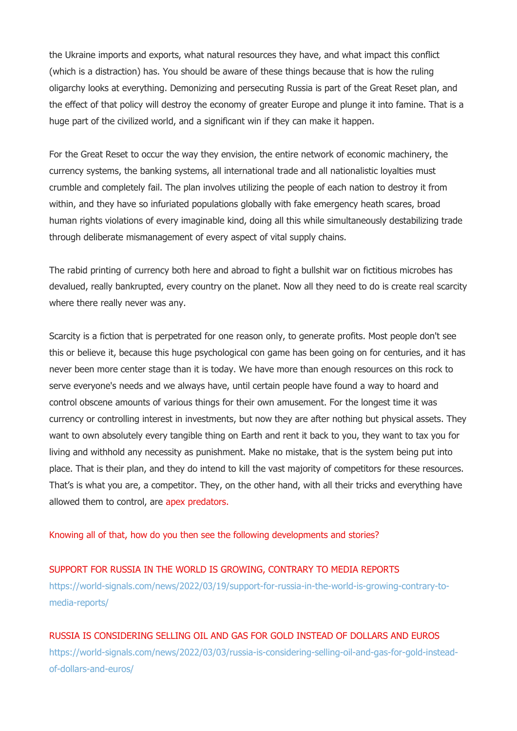the Ukraine imports and exports, what natural resources they have, and what impact this conflict (which is a distraction) has. You should be aware of these things because that is how the ruling oligarchy looks at everything. Demonizing and persecuting Russia is part of the Great Reset plan, and the effect of that policy will destroy the economy of greater Europe and plunge it into famine. That is a huge part of the civilized world, and a significant win if they can make it happen.

For the Great Reset to occur the way they envision, the entire network of economic machinery, the currency systems, the banking systems, all international trade and all nationalistic loyalties must crumble and completely fail. The plan involves utilizing the people of each nation to destroy it from within, and they have so infuriated populations globally with fake emergency heath scares, broad human rights violations of every imaginable kind, doing all this while simultaneously destabilizing trade through deliberate mismanagement of every aspect of vital supply chains.

The rabid printing of currency both here and abroad to fight a bullshit war on fictitious microbes has devalued, really bankrupted, every country on the planet. Now all they need to do is create real scarcity where there really never was any.

Scarcity is a fiction that is perpetrated for one reason only, to generate profits. Most people don't see this or believe it, because this huge psychological con game has been going on for centuries, and it has never been more center stage than it is today. We have more than enough resources on this rock to serve everyone's needs and we always have, until certain people have found a way to hoard and control obscene amounts of various things for their own amusement. For the longest time it was currency or controlling interest in investments, but now they are after nothing but physical assets. They want to own absolutely every tangible thing on Earth and rent it back to you, they want to tax you for living and withhold any necessity as punishment. Make no mistake, that is the system being put into place. That is their plan, and they do intend to kill the vast majority of competitors for these resources. That's is what you are, a competitor. They, on the other hand, with all their tricks and everything have allowed them to control, are apex predators.

Knowing all of that, how do you then see the following developments and stories?

SUPPORT FOR RUSSIA IN THE WORLD IS GROWING, CONTRARY TO MEDIA REPORTS
https://world-signals.com/news/2022/03/19/support-for-russia-in-the-world-is-growing-contrary-to-media-reports/

RUSSIA IS CONSIDERING SELLING OIL AND GAS FOR GOLD INSTEAD OF DOLLARS AND EUROS
https://world-signals.com/news/2022/03/03/russia-is-considering-selling-oil-and-gas-for-gold-instead-of-dollars-and-euros/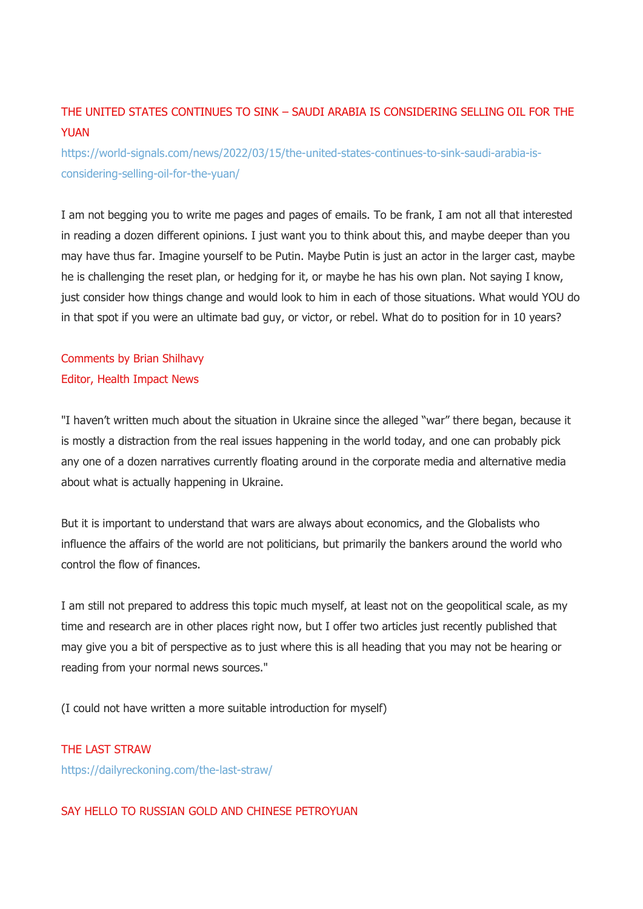THE UNITED STATES CONTINUES TO SINK – SAUDI ARABIA IS CONSIDERING SELLING OIL FOR THE YUAN

https://world-signals.com/news/2022/03/15/the-united-states-continues-to-sink-saudi-arabia-is-considering-selling-oil-for-the-yuan/

I am not begging you to write me pages and pages of emails. To be frank, I am not all that interested in reading a dozen different opinions. I just want you to think about this, and maybe deeper than you may have thus far. Imagine yourself to be Putin. Maybe Putin is just an actor in the larger cast, maybe he is challenging the reset plan, or hedging for it, or maybe he has his own plan. Not saying I know, just consider how things change and would look to him in each of those situations. What would YOU do in that spot if you were an ultimate bad guy, or victor, or rebel. What do to position for in 10 years?

Comments by Brian Shilhavy
Editor, Health Impact News

"I haven't written much about the situation in Ukraine since the alleged "war" there began, because it is mostly a distraction from the real issues happening in the world today, and one can probably pick any one of a dozen narratives currently floating around in the corporate media and alternative media about what is actually happening in Ukraine.

But it is important to understand that wars are always about economics, and the Globalists who influence the affairs of the world are not politicians, but primarily the bankers around the world who control the flow of finances.

I am still not prepared to address this topic much myself, at least not on the geopolitical scale, as my time and research are in other places right now, but I offer two articles just recently published that may give you a bit of perspective as to just where this is all heading that you may not be hearing or reading from your normal news sources."

(I could not have written a more suitable introduction for myself)

THE LAST STRAW

https://dailyreckoning.com/the-last-straw/

SAY HELLO TO RUSSIAN GOLD AND CHINESE PETROYUAN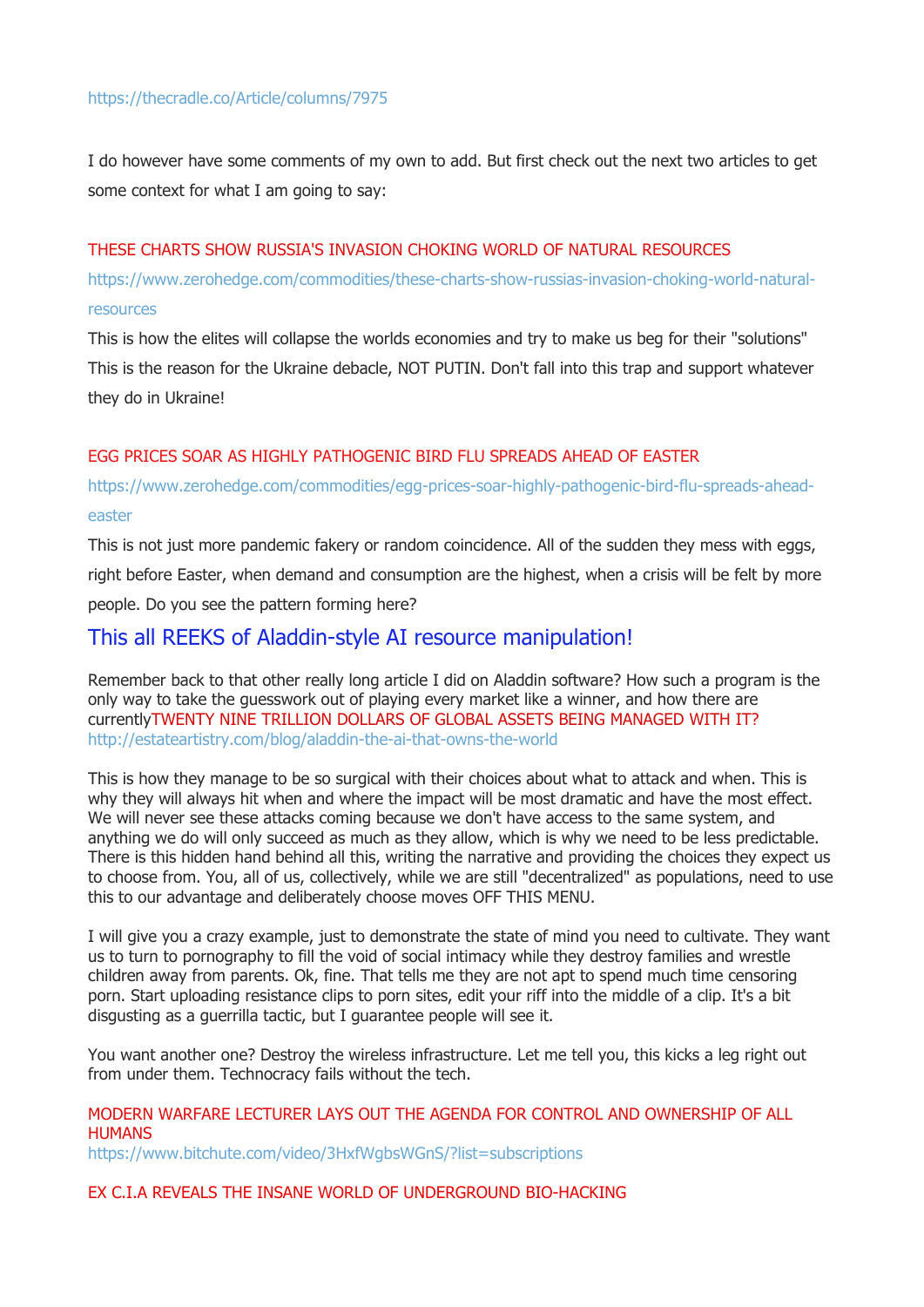https://thecradle.co/Article/columns/7975

I do however have some comments of my own to add. But first check out the next two articles to get some context for what I am going to say:

THESE CHARTS SHOW RUSSIA'S INVASION CHOKING WORLD OF NATURAL RESOURCES
https://www.zerohedge.com/commodities/these-charts-show-russias-invasion-choking-world-natural-resources

This is how the elites will collapse the worlds economies and try to make us beg for their "solutions" This is the reason for the Ukraine debacle, NOT PUTIN. Don't fall into this trap and support whatever they do in Ukraine!

EGG PRICES SOAR AS HIGHLY PATHOGENIC BIRD FLU SPREADS AHEAD OF EASTER
https://www.zerohedge.com/commodities/egg-prices-soar-highly-pathogenic-bird-flu-spreads-ahead-easter

This is not just more pandemic fakery or random coincidence. All of the sudden they mess with eggs, right before Easter, when demand and consumption are the highest, when a crisis will be felt by more people. Do you see the pattern forming here?

## This all REEKS of Aladdin-style AI resource manipulation!

Remember back to that other really long article I did on Aladdin software? How such a program is the only way to take the guesswork out of playing every market like a winner, and how there are currentlyTWENTY NINE TRILLION DOLLARS OF GLOBAL ASSETS BEING MANAGED WITH IT?
http://estateartistry.com/blog/aladdin-the-ai-that-owns-the-world

This is how they manage to be so surgical with their choices about what to attack and when. This is why they will always hit when and where the impact will be most dramatic and have the most effect. We will never see these attacks coming because we don't have access to the same system, and anything we do will only succeed as much as they allow, which is why we need to be less predictable. There is this hidden hand behind all this, writing the narrative and providing the choices they expect us to choose from. You, all of us, collectively, while we are still "decentralized" as populations, need to use this to our advantage and deliberately choose moves OFF THIS MENU.

I will give you a crazy example, just to demonstrate the state of mind you need to cultivate. They want us to turn to pornography to fill the void of social intimacy while they destroy families and wrestle children away from parents. Ok, fine. That tells me they are not apt to spend much time censoring porn. Start uploading resistance clips to porn sites, edit your riff into the middle of a clip. It's a bit disgusting as a guerrilla tactic, but I guarantee people will see it.

You want another one? Destroy the wireless infrastructure. Let me tell you, this kicks a leg right out from under them. Technocracy fails without the tech.

MODERN WARFARE LECTURER LAYS OUT THE AGENDA FOR CONTROL AND OWNERSHIP OF ALL HUMANS
https://www.bitchute.com/video/3HxfWgbsWGnS/?list=subscriptions

EX C.I.A REVEALS THE INSANE WORLD OF UNDERGROUND BIO-HACKING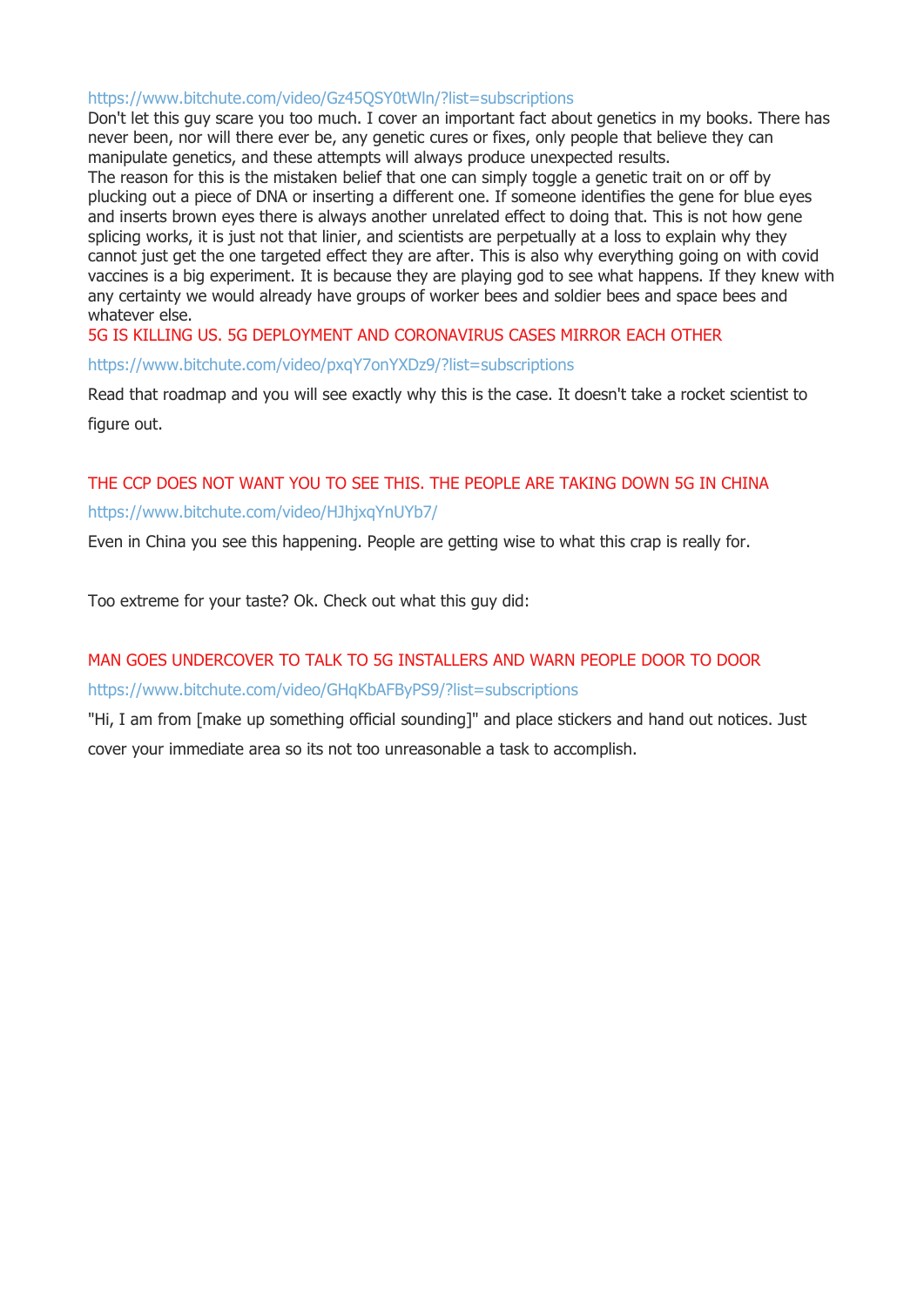https://www.bitchute.com/video/Gz45QSY0tWln/?list=subscriptions

Don't let this guy scare you too much. I cover an important fact about genetics in my books. There has never been, nor will there ever be, any genetic cures or fixes, only people that believe they can manipulate genetics, and these attempts will always produce unexpected results.

The reason for this is the mistaken belief that one can simply toggle a genetic trait on or off by plucking out a piece of DNA or inserting a different one. If someone identifies the gene for blue eyes and inserts brown eyes there is always another unrelated effect to doing that. This is not how gene splicing works, it is just not that linier, and scientists are perpetually at a loss to explain why they cannot just get the one targeted effect they are after. This is also why everything going on with covid vaccines is a big experiment. It is because they are playing god to see what happens. If they knew with any certainty we would already have groups of worker bees and soldier bees and space bees and whatever else.

5G IS KILLING US. 5G DEPLOYMENT AND CORONAVIRUS CASES MIRROR EACH OTHER

https://www.bitchute.com/video/pxqY7onYXDz9/?list=subscriptions

Read that roadmap and you will see exactly why this is the case. It doesn't take a rocket scientist to figure out.

THE CCP DOES NOT WANT YOU TO SEE THIS. THE PEOPLE ARE TAKING DOWN 5G IN CHINA

https://www.bitchute.com/video/HJhjxqYnUYb7/

Even in China you see this happening. People are getting wise to what this crap is really for.

Too extreme for your taste? Ok. Check out what this guy did:

MAN GOES UNDERCOVER TO TALK TO 5G INSTALLERS AND WARN PEOPLE DOOR TO DOOR

https://www.bitchute.com/video/GHqKbAFByPS9/?list=subscriptions

"Hi, I am from [make up something official sounding]" and place stickers and hand out notices. Just cover your immediate area so its not too unreasonable a task to accomplish.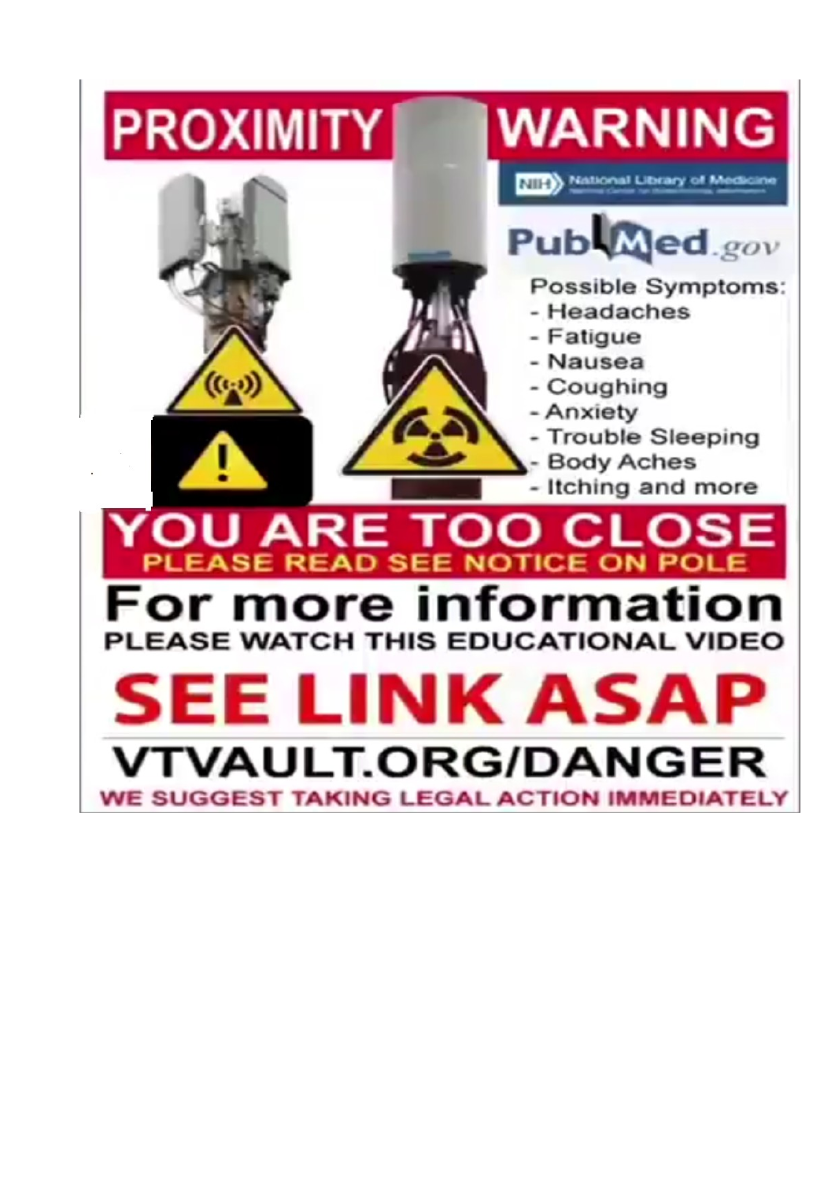# PROXIMITY WARNING

National Library of Medicine

PubMed.gov

Possible Symptoms:

- Headaches
- Fatigue
- Nausea
- Coughing
- Anxiety
- Trouble Sleeping
- Body Aches
- Itching and more

## YOU ARE TOO CLOSE

**PLEASE READ SEE NOTICE ON POLE**

## For more information

**PLEASE WATCH THIS EDUCATIONAL VIDEO**

## SEE LINK ASAP

## VTVAULT.ORG/DANGER

**WE SUGGEST TAKING LEGAL ACTION IMMEDIATELY**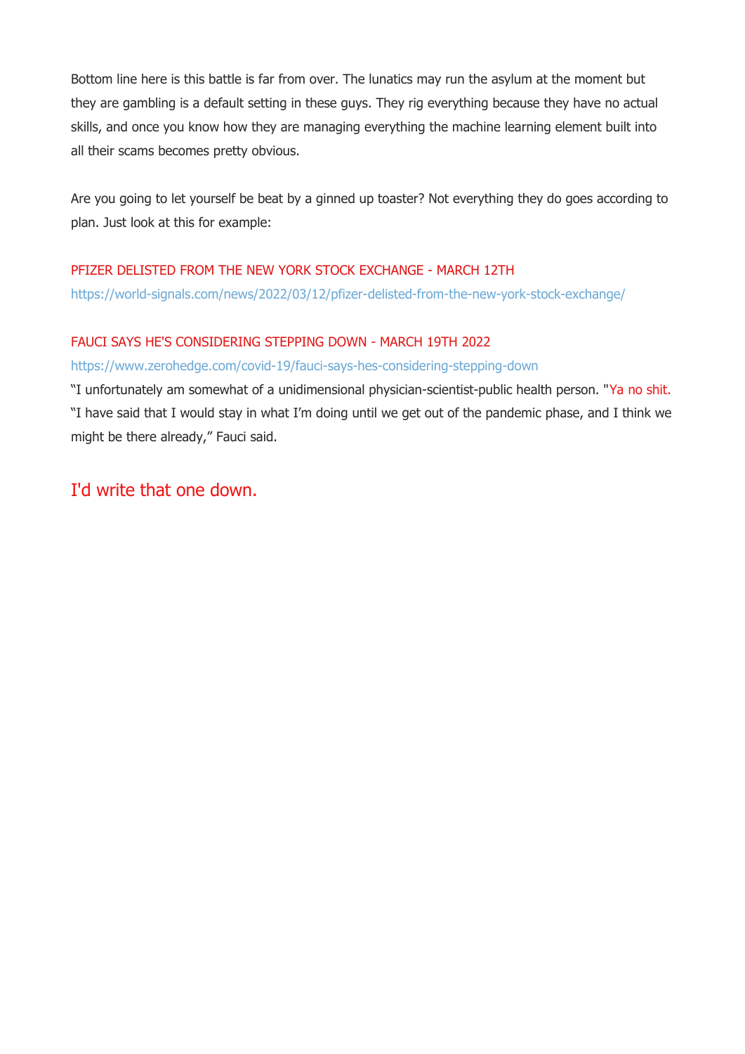Bottom line here is this battle is far from over. The lunatics may run the asylum at the moment but they are gambling is a default setting in these guys. They rig everything because they have no actual skills, and once you know how they are managing everything the machine learning element built into all their scams becomes pretty obvious.

Are you going to let yourself be beat by a ginned up toaster? Not everything they do goes according to plan. Just look at this for example:

PFIZER DELISTED FROM THE NEW YORK STOCK EXCHANGE - MARCH 12TH
https://world-signals.com/news/2022/03/12/pfizer-delisted-from-the-new-york-stock-exchange/

FAUCI SAYS HE'S CONSIDERING STEPPING DOWN - MARCH 19TH 2022
https://www.zerohedge.com/covid-19/fauci-says-hes-considering-stepping-down
“I unfortunately am somewhat of a unidimensional physician-scientist-public health person. "Ya no shit. “I have said that I would stay in what I’m doing until we get out of the pandemic phase, and I think we might be there already,” Fauci said.

## I'd write that one down.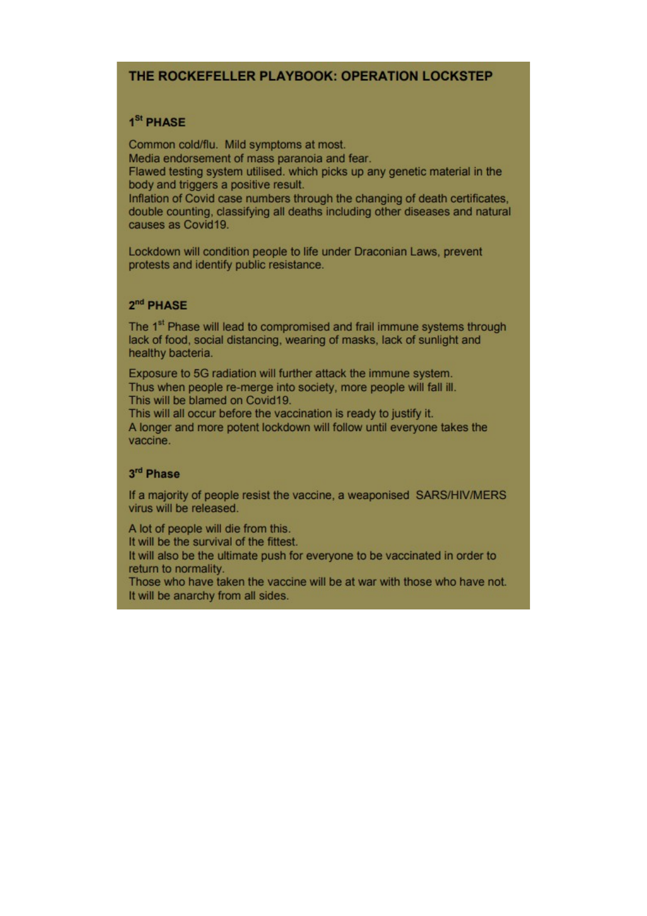# THE ROCKEFELLER PLAYBOOK: OPERATION LOCKSTEP

## 1st PHASE

Common cold/flu. Mild symptoms at most.
Media endorsement of mass paranoia and fear.
Flawed testing system utilised. which picks up any genetic material in the body and triggers a positive result.
Inflation of Covid case numbers through the changing of death certificates, double counting, classifying all deaths including other diseases and natural causes as Covid19.

Lockdown will condition people to life under Draconian Laws, prevent protests and identify public resistance.

## 2nd PHASE

The 1st Phase will lead to compromised and frail immune systems through lack of food, social distancing, wearing of masks, lack of sunlight and healthy bacteria.

Exposure to 5G radiation will further attack the immune system.
Thus when people re-merge into society, more people will fall ill.
This will be blamed on Covid19.
This will all occur before the vaccination is ready to justify it.
A longer and more potent lockdown will follow until everyone takes the vaccine.

## 3rd Phase

If a majority of people resist the vaccine, a weaponised SARS/HIV/MERS virus will be released.

A lot of people will die from this.
It will be the survival of the fittest.
It will also be the ultimate push for everyone to be vaccinated in order to return to normality.
Those who have taken the vaccine will be at war with those who have not.
It will be anarchy from all sides.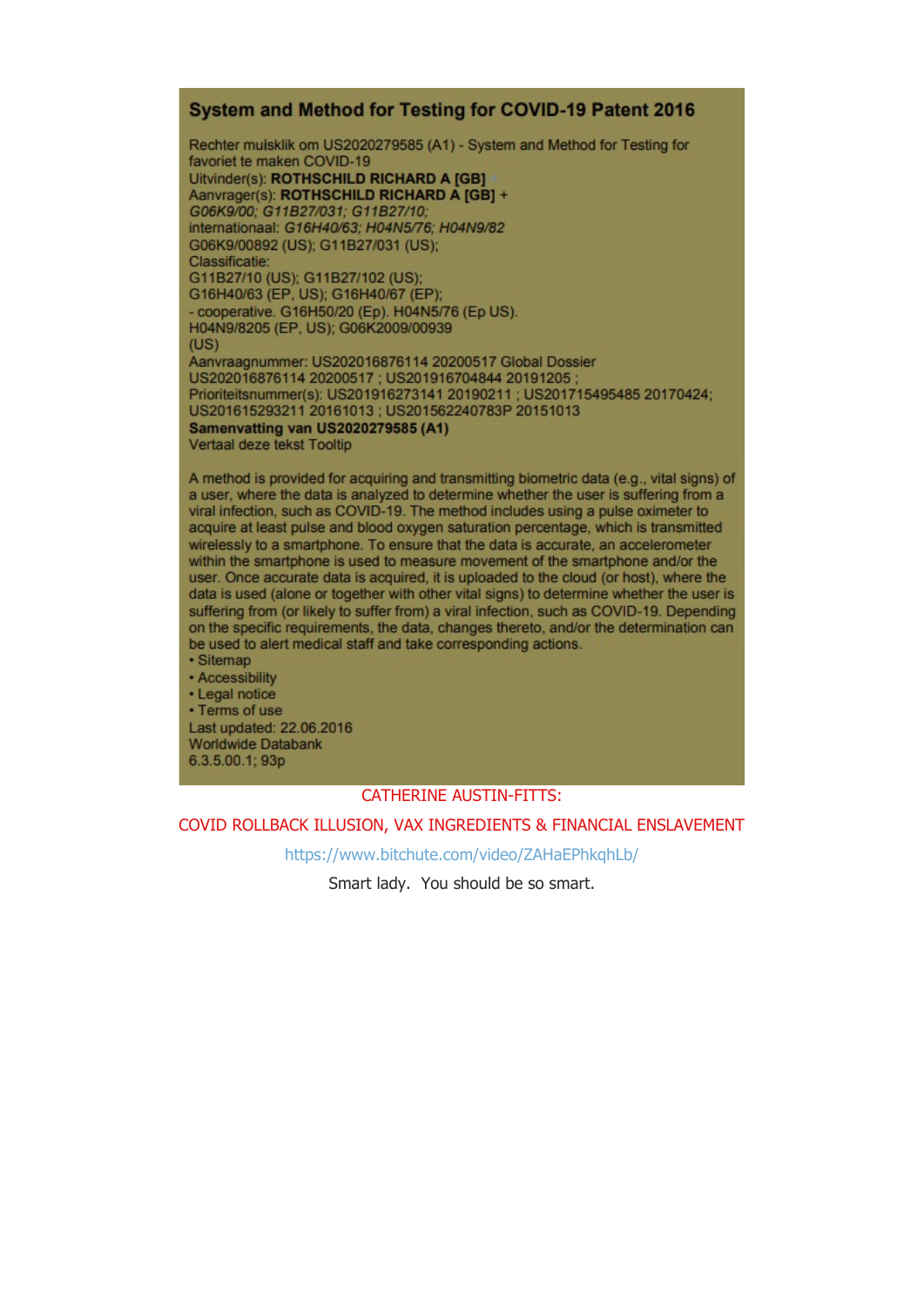## System and Method for Testing for COVID-19 Patent 2016

Rechter muisklik om US2020279585 (A1) - System and Method for Testing for favoriet te maken COVID-19
Uitvinder(s): **ROTHSCHILD RICHARD A [GB]**
Aanvrager(s): **ROTHSCHILD RICHARD A [GB]** +
*G06K9/00; G11B27/031; G11B27/10;*
internationaal: *G16H40/63; H04N5/76; H04N9/82*
G06K9/00892 (US); G11B27/031 (US);
Classificatie:
G11B27/10 (US); G11B27/102 (US);
G16H40/63 (EP, US); G16H40/67 (EP);
- cooperative. G16H50/20 (Ep). H04N5/76 (Ep US).
H04N9/8205 (EP, US); G06K2009/00939
(US)
Aanvraagnummer: US202016876114 20200517 Global Dossier
US202016876114 20200517 ; US201916704844 20191205 ;
Prioriteitsnummer(s): US201916273141 20190211 ; US201715495485 20170424;
US201615293211 20161013 ; US201562240783P 20151013
**Samenvatting van US2020279585 (A1)**
Vertaal deze tekst Tooltip

A method is provided for acquiring and transmitting biometric data (e.g., vital signs) of a user, where the data is analyzed to determine whether the user is suffering from a viral infection, such as COVID-19. The method includes using a pulse oximeter to acquire at least pulse and blood oxygen saturation percentage, which is transmitted wirelessly to a smartphone. To ensure that the data is accurate, an accelerometer within the smartphone is used to measure movement of the smartphone and/or the user. Once accurate data is acquired, it is uploaded to the cloud (or host), where the data is used (alone or together with other vital signs) to determine whether the user is suffering from (or likely to suffer from) a viral infection, such as COVID-19. Depending on the specific requirements, the data, changes thereto, and/or the determination can be used to alert medical staff and take corresponding actions.

- Sitemap
- Accessibility
- Legal notice
- Terms of use

Last updated: 22.06.2016
Worldwide Databank
6.3.5.00.1; 93p

CATHERINE AUSTIN-FITTS:

COVID ROLLBACK ILLUSION, VAX INGREDIENTS & FINANCIAL ENSLAVEMENT

https://www.bitchute.com/video/ZAHaEPhkqhLb/

Smart lady. You should be so smart.